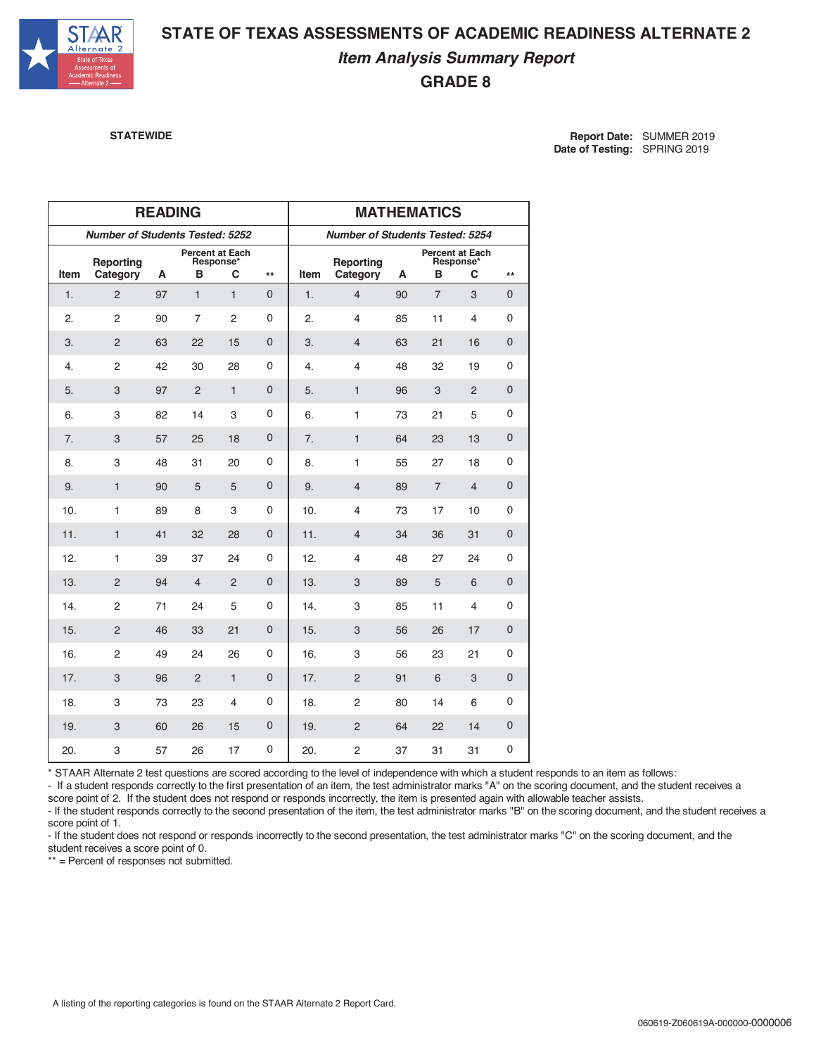# STATE OF TEXAS ASSESSMENTS OF ACADEMIC READINESS ALTERNATE 2

## *Item Analysis Summary Report*

## GRADE 8

**STATEWIDE**

**Report Date:** SUMMER 2019
**Date of Testing:** SPRING 2019

| READING | | | | | | MATHEMATICS | | | | | |
|---|---|---|---|---|---|---|---|---|---|---|---|
| *Number of Students Tested: 5252* | | | | | | *Number of Students Tested: 5254* | | | | | |
| | | Percent at Each Response* | | | | | | Percent at Each Response* | | | |
| Item | Reporting Category | A | B | C | ** | Item | Reporting Category | A | B | C | ** |
| 1. | 2 | 97 | 1 | 1 | 0 | 1. | 4 | 90 | 7 | 3 | 0 |
| 2. | 2 | 90 | 7 | 2 | 0 | 2. | 4 | 85 | 11 | 4 | 0 |
| 3. | 2 | 63 | 22 | 15 | 0 | 3. | 4 | 63 | 21 | 16 | 0 |
| 4. | 2 | 42 | 30 | 28 | 0 | 4. | 4 | 48 | 32 | 19 | 0 |
| 5. | 3 | 97 | 2 | 1 | 0 | 5. | 1 | 96 | 3 | 2 | 0 |
| 6. | 3 | 82 | 14 | 3 | 0 | 6. | 1 | 73 | 21 | 5 | 0 |
| 7. | 3 | 57 | 25 | 18 | 0 | 7. | 1 | 64 | 23 | 13 | 0 |
| 8. | 3 | 48 | 31 | 20 | 0 | 8. | 1 | 55 | 27 | 18 | 0 |
| 9. | 1 | 90 | 5 | 5 | 0 | 9. | 4 | 89 | 7 | 4 | 0 |
| 10. | 1 | 89 | 8 | 3 | 0 | 10. | 4 | 73 | 17 | 10 | 0 |
| 11. | 1 | 41 | 32 | 28 | 0 | 11. | 4 | 34 | 36 | 31 | 0 |
| 12. | 1 | 39 | 37 | 24 | 0 | 12. | 4 | 48 | 27 | 24 | 0 |
| 13. | 2 | 94 | 4 | 2 | 0 | 13. | 3 | 89 | 5 | 6 | 0 |
| 14. | 2 | 71 | 24 | 5 | 0 | 14. | 3 | 85 | 11 | 4 | 0 |
| 15. | 2 | 46 | 33 | 21 | 0 | 15. | 3 | 56 | 26 | 17 | 0 |
| 16. | 2 | 49 | 24 | 26 | 0 | 16. | 3 | 56 | 23 | 21 | 0 |
| 17. | 3 | 96 | 2 | 1 | 0 | 17. | 2 | 91 | 6 | 3 | 0 |
| 18. | 3 | 73 | 23 | 4 | 0 | 18. | 2 | 80 | 14 | 6 | 0 |
| 19. | 3 | 60 | 26 | 15 | 0 | 19. | 2 | 64 | 22 | 14 | 0 |
| 20. | 3 | 57 | 26 | 17 | 0 | 20. | 2 | 37 | 31 | 31 | 0 |

* STAAR Alternate 2 test questions are scored according to the level of independence with which a student responds to an item as follows:
- If a student responds correctly to the first presentation of an item, the test administrator marks "A" on the scoring document, and the student receives a score point of 2. If the student does not respond or responds incorrectly, the item is presented again with allowable teacher assists.
- If the student responds correctly to the second presentation of the item, the test administrator marks "B" on the scoring document, and the student receives a score point of 1.
- If the student does not respond or responds incorrectly to the second presentation, the test administrator marks "C" on the scoring document, and the student receives a score point of 0.

** = Percent of responses not submitted.

A listing of the reporting categories is found on the STAAR Alternate 2 Report Card.

060619-Z060619A-000000-0000006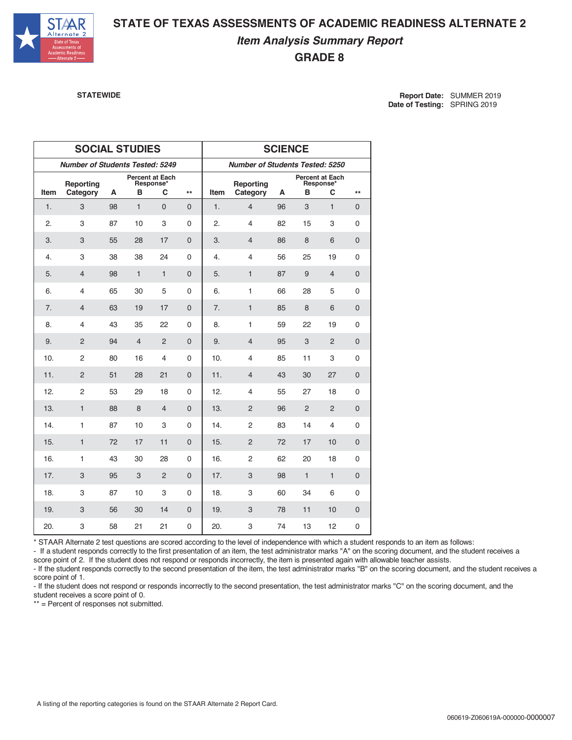# STATE OF TEXAS ASSESSMENTS OF ACADEMIC READINESS ALTERNATE 2

## *Item Analysis Summary Report*

## GRADE 8

**STATEWIDE**

**Report Date:** SUMMER 2019
**Date of Testing:** SPRING 2019

| SOCIAL STUDIES | | | | | | SCIENCE | | | | | |
|---|---|---|---|---|---|---|---|---|---|---|---|
| *Number of Students Tested: 5249* | | | | | | *Number of Students Tested: 5250* | | | | | |
| Item | Reporting Category | Percent at Each Response* A | B | C | ** | Item | Reporting Category | Percent at Each Response* A | B | C | ** |
| 1. | 3 | 98 | 1 | 0 | 0 | 1. | 4 | 96 | 3 | 1 | 0 |
| 2. | 3 | 87 | 10 | 3 | 0 | 2. | 4 | 82 | 15 | 3 | 0 |
| 3. | 3 | 55 | 28 | 17 | 0 | 3. | 4 | 86 | 8 | 6 | 0 |
| 4. | 3 | 38 | 38 | 24 | 0 | 4. | 4 | 56 | 25 | 19 | 0 |
| 5. | 4 | 98 | 1 | 1 | 0 | 5. | 1 | 87 | 9 | 4 | 0 |
| 6. | 4 | 65 | 30 | 5 | 0 | 6. | 1 | 66 | 28 | 5 | 0 |
| 7. | 4 | 63 | 19 | 17 | 0 | 7. | 1 | 85 | 8 | 6 | 0 |
| 8. | 4 | 43 | 35 | 22 | 0 | 8. | 1 | 59 | 22 | 19 | 0 |
| 9. | 2 | 94 | 4 | 2 | 0 | 9. | 4 | 95 | 3 | 2 | 0 |
| 10. | 2 | 80 | 16 | 4 | 0 | 10. | 4 | 85 | 11 | 3 | 0 |
| 11. | 2 | 51 | 28 | 21 | 0 | 11. | 4 | 43 | 30 | 27 | 0 |
| 12. | 2 | 53 | 29 | 18 | 0 | 12. | 4 | 55 | 27 | 18 | 0 |
| 13. | 1 | 88 | 8 | 4 | 0 | 13. | 2 | 96 | 2 | 2 | 0 |
| 14. | 1 | 87 | 10 | 3 | 0 | 14. | 2 | 83 | 14 | 4 | 0 |
| 15. | 1 | 72 | 17 | 11 | 0 | 15. | 2 | 72 | 17 | 10 | 0 |
| 16. | 1 | 43 | 30 | 28 | 0 | 16. | 2 | 62 | 20 | 18 | 0 |
| 17. | 3 | 95 | 3 | 2 | 0 | 17. | 3 | 98 | 1 | 1 | 0 |
| 18. | 3 | 87 | 10 | 3 | 0 | 18. | 3 | 60 | 34 | 6 | 0 |
| 19. | 3 | 56 | 30 | 14 | 0 | 19. | 3 | 78 | 11 | 10 | 0 |
| 20. | 3 | 58 | 21 | 21 | 0 | 20. | 3 | 74 | 13 | 12 | 0 |

* STAAR Alternate 2 test questions are scored according to the level of independence with which a student responds to an item as follows:
- If a student responds correctly to the first presentation of an item, the test administrator marks "A" on the scoring document, and the student receives a score point of 2. If the student does not respond or responds incorrectly, the item is presented again with allowable teacher assists.
- If the student responds correctly to the second presentation of the item, the test administrator marks "B" on the scoring document, and the student receives a score point of 1.
- If the student does not respond or responds incorrectly to the second presentation, the test administrator marks "C" on the scoring document, and the student receives a score point of 0.

** = Percent of responses not submitted.

A listing of the reporting categories is found on the STAAR Alternate 2 Report Card.

060619-Z060619A-000000-0000007